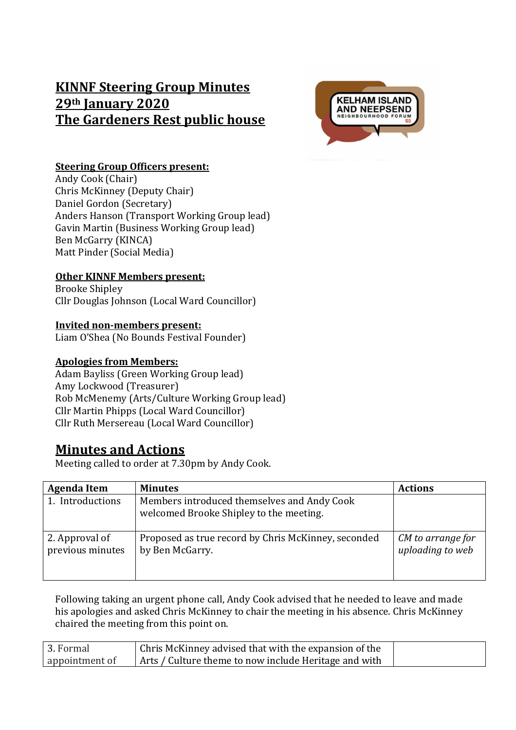# KINNF Steering Group Minutes
# 29th January 2020
# The Gardeners Rest public house

**Steering Group Officers present:**
Andy Cook (Chair)
Chris McKinney (Deputy Chair)
Daniel Gordon (Secretary)
Anders Hanson (Transport Working Group lead)
Gavin Martin (Business Working Group lead)
Ben McGarry (KINCA)
Matt Pinder (Social Media)

**Other KINNF Members present:**
Brooke Shipley
Cllr Douglas Johnson (Local Ward Councillor)

**Invited non-members present:**
Liam O'Shea (No Bounds Festival Founder)

**Apologies from Members:**
Adam Bayliss (Green Working Group lead)
Amy Lockwood (Treasurer)
Rob McMenemy (Arts/Culture Working Group lead)
Cllr Martin Phipps (Local Ward Councillor)
Cllr Ruth Mersereau (Local Ward Councillor)

## Minutes and Actions

Meeting called to order at 7.30pm by Andy Cook.

| Agenda Item | Minutes | Actions |
|---|---|---|
| 1. Introductions | Members introduced themselves and Andy Cook welcomed Brooke Shipley to the meeting. | |
| 2. Approval of previous minutes | Proposed as true record by Chris McKinney, seconded by Ben McGarry. | *CM to arrange for uploading to web* |

Following taking an urgent phone call, Andy Cook advised that he needed to leave and made his apologies and asked Chris McKinney to chair the meeting in his absence. Chris McKinney chaired the meeting from this point on.

| | | |
|---|---|---|
| 3. Formal appointment of | Chris McKinney advised that with the expansion of the Arts / Culture theme to now include Heritage and with | |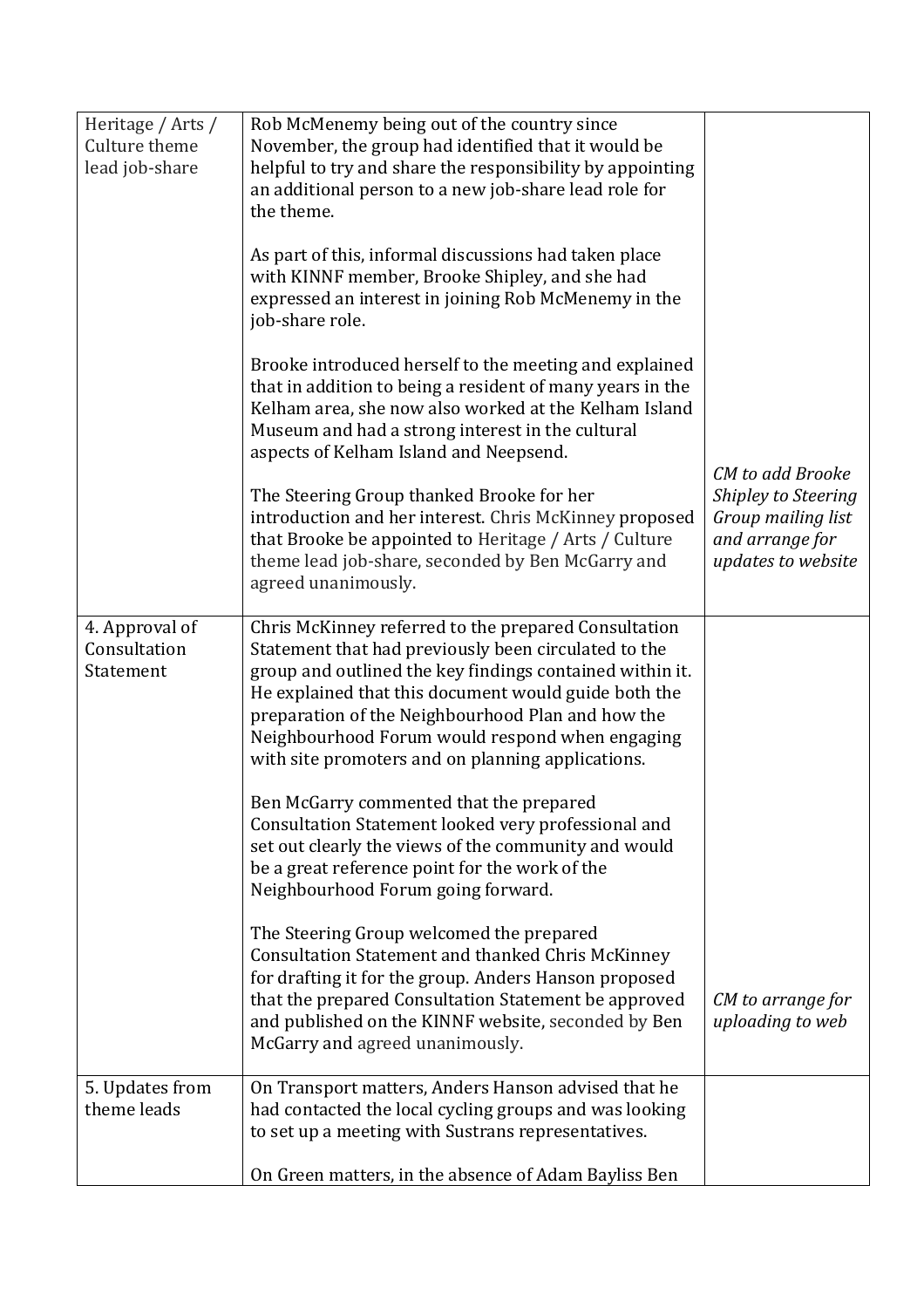| | | |
|---|---|---|
| Heritage / Arts / Culture theme lead job-share | Rob McMenemy being out of the country since November, the group had identified that it would be helpful to try and share the responsibility by appointing an additional person to a new job-share lead role for the theme.<br><br>As part of this, informal discussions had taken place with KINNF member, Brooke Shipley, and she had expressed an interest in joining Rob McMenemy in the job-share role.<br><br>Brooke introduced herself to the meeting and explained that in addition to being a resident of many years in the Kelham area, she now also worked at the Kelham Island Museum and had a strong interest in the cultural aspects of Kelham Island and Neepsend.<br><br>The Steering Group thanked Brooke for her introduction and her interest. Chris McKinney proposed that Brooke be appointed to Heritage / Arts / Culture theme lead job-share, seconded by Ben McGarry and agreed unanimously. | *CM to add Brooke Shipley to Steering Group mailing list and arrange for updates to website* |
| 4. Approval of Consultation Statement | Chris McKinney referred to the prepared Consultation Statement that had previously been circulated to the group and outlined the key findings contained within it. He explained that this document would guide both the preparation of the Neighbourhood Plan and how the Neighbourhood Forum would respond when engaging with site promoters and on planning applications.<br><br>Ben McGarry commented that the prepared Consultation Statement looked very professional and set out clearly the views of the community and would be a great reference point for the work of the Neighbourhood Forum going forward.<br><br>The Steering Group welcomed the prepared Consultation Statement and thanked Chris McKinney for drafting it for the group. Anders Hanson proposed that the prepared Consultation Statement be approved and published on the KINNF website, seconded by Ben McGarry and agreed unanimously. | *CM to arrange for uploading to web* |
| 5. Updates from theme leads | On Transport matters, Anders Hanson advised that he had contacted the local cycling groups and was looking to set up a meeting with Sustrans representatives.<br><br>On Green matters, in the absence of Adam Bayliss Ben | |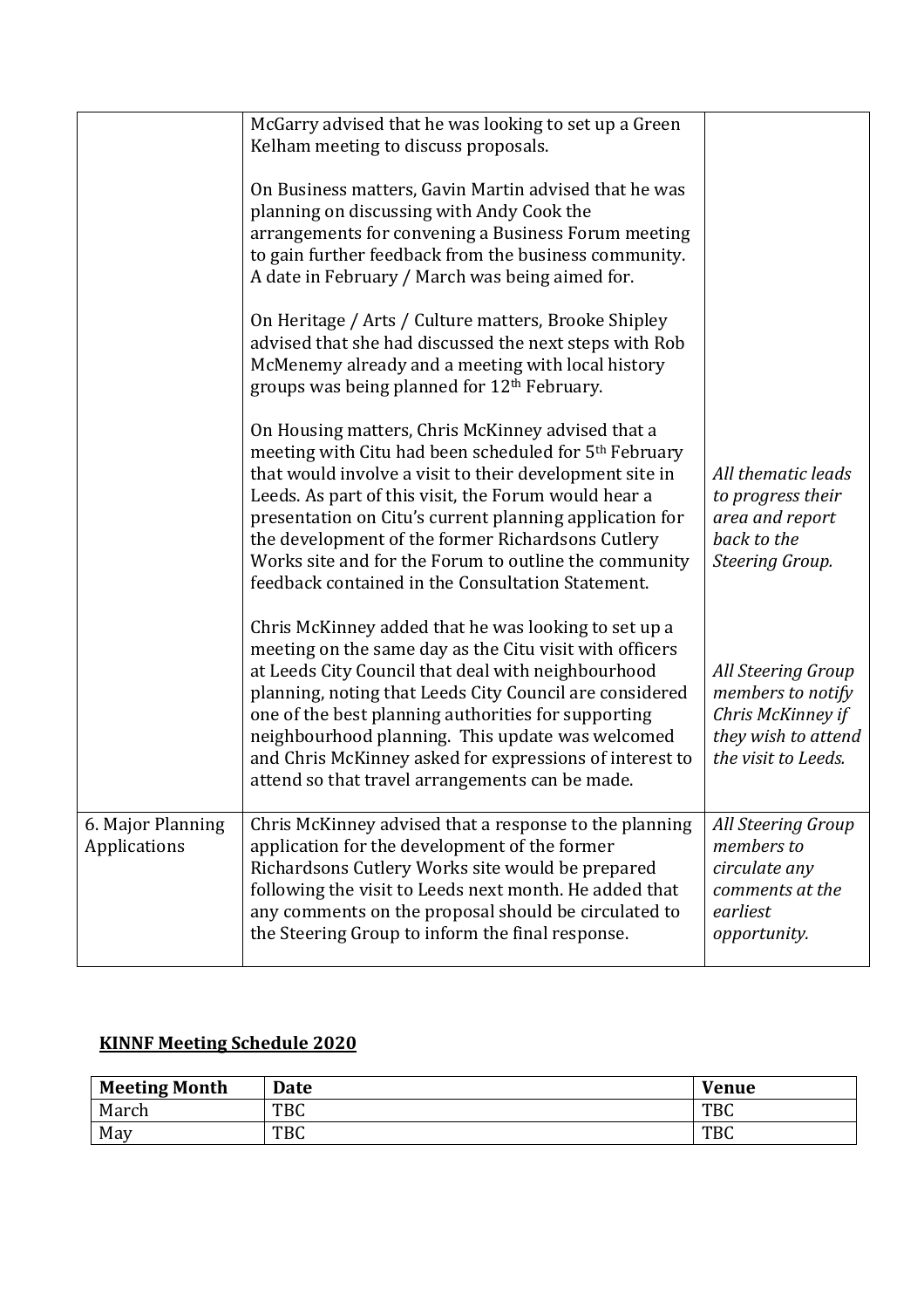| | | |
|---|---|---|
| | McGarry advised that he was looking to set up a Green Kelham meeting to discuss proposals.<br><br>On Business matters, Gavin Martin advised that he was planning on discussing with Andy Cook the arrangements for convening a Business Forum meeting to gain further feedback from the business community. A date in February / March was being aimed for.<br><br>On Heritage / Arts / Culture matters, Brooke Shipley advised that she had discussed the next steps with Rob McMenemy already and a meeting with local history groups was being planned for 12th February.<br><br>On Housing matters, Chris McKinney advised that a meeting with Citu had been scheduled for 5th February that would involve a visit to their development site in Leeds. As part of this visit, the Forum would hear a presentation on Citu's current planning application for the development of the former Richardsons Cutlery Works site and for the Forum to outline the community feedback contained in the Consultation Statement.<br><br>Chris McKinney added that he was looking to set up a meeting on the same day as the Citu visit with officers at Leeds City Council that deal with neighbourhood planning, noting that Leeds City Council are considered one of the best planning authorities for supporting neighbourhood planning. This update was welcomed and Chris McKinney asked for expressions of interest to attend so that travel arrangements can be made. | *All thematic leads to progress their area and report back to the Steering Group.*<br><br>*All Steering Group members to notify Chris McKinney if they wish to attend the visit to Leeds.* |
| 6. Major Planning Applications | Chris McKinney advised that a response to the planning application for the development of the former Richardsons Cutlery Works site would be prepared following the visit to Leeds next month. He added that any comments on the proposal should be circulated to the Steering Group to inform the final response. | *All Steering Group members to circulate any comments at the earliest opportunity.* |

**KINNF Meeting Schedule 2020**

| Meeting Month | Date | Venue |
|---|---|---|
| March | TBC | TBC |
| May | TBC | TBC |